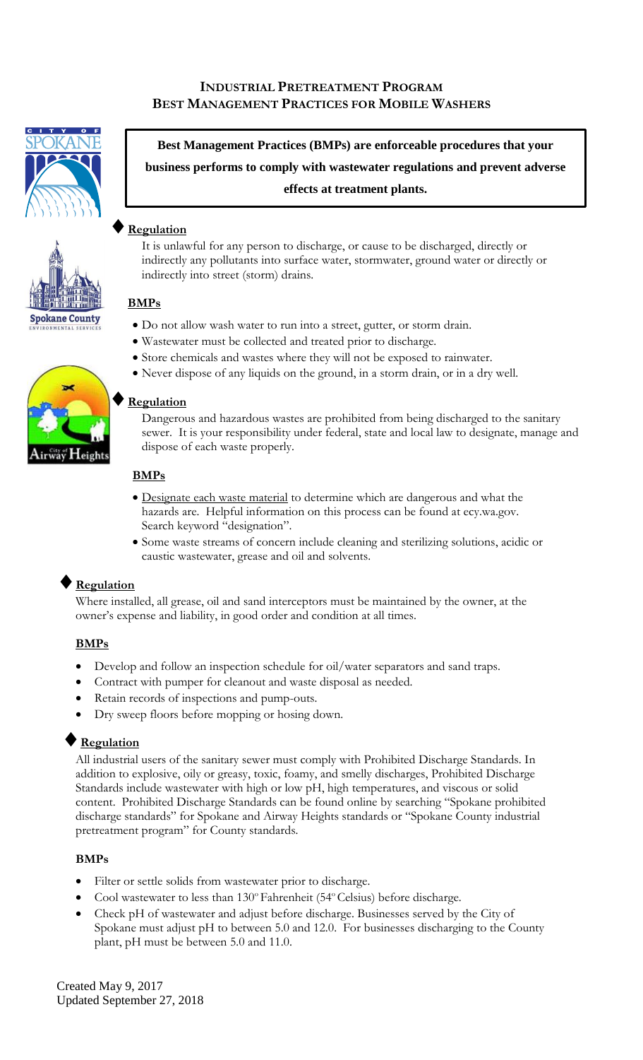# INDUSTRIAL PRETREATMENT PROGRAM
## BEST MANAGEMENT PRACTICES FOR MOBILE WASHERS

**Best Management Practices (BMPs) are enforceable procedures that your business performs to comply with wastewater regulations and prevent adverse effects at treatment plants.**

### ♦ Regulation

It is unlawful for any person to discharge, or cause to be discharged, directly or indirectly any pollutants into surface water, stormwater, ground water or directly or indirectly into street (storm) drains.

#### BMPs

- Do not allow wash water to run into a street, gutter, or storm drain.
- Wastewater must be collected and treated prior to discharge.
- Store chemicals and wastes where they will not be exposed to rainwater.
- Never dispose of any liquids on the ground, in a storm drain, or in a dry well.

### ♦ Regulation

Dangerous and hazardous wastes are prohibited from being discharged to the sanitary sewer. It is your responsibility under federal, state and local law to designate, manage and dispose of each waste properly.

#### BMPs

- Designate each waste material to determine which are dangerous and what the hazards are. Helpful information on this process can be found at ecy.wa.gov. Search keyword "designation".
- Some waste streams of concern include cleaning and sterilizing solutions, acidic or caustic wastewater, grease and oil and solvents.

### ♦ Regulation

Where installed, all grease, oil and sand interceptors must be maintained by the owner, at the owner's expense and liability, in good order and condition at all times.

#### BMPs

- Develop and follow an inspection schedule for oil/water separators and sand traps.
- Contract with pumper for cleanout and waste disposal as needed.
- Retain records of inspections and pump-outs.
- Dry sweep floors before mopping or hosing down.

### ♦ Regulation

All industrial users of the sanitary sewer must comply with Prohibited Discharge Standards. In addition to explosive, oily or greasy, toxic, foamy, and smelly discharges, Prohibited Discharge Standards include wastewater with high or low pH, high temperatures, and viscous or solid content. Prohibited Discharge Standards can be found online by searching "Spokane prohibited discharge standards" for Spokane and Airway Heights standards or "Spokane County industrial pretreatment program" for County standards.

#### BMPs

- Filter or settle solids from wastewater prior to discharge.
- Cool wastewater to less than 130° Fahrenheit (54° Celsius) before discharge.
- Check pH of wastewater and adjust before discharge. Businesses served by the City of Spokane must adjust pH to between 5.0 and 12.0. For businesses discharging to the County plant, pH must be between 5.0 and 11.0.

Created May 9, 2017
Updated September 27, 2018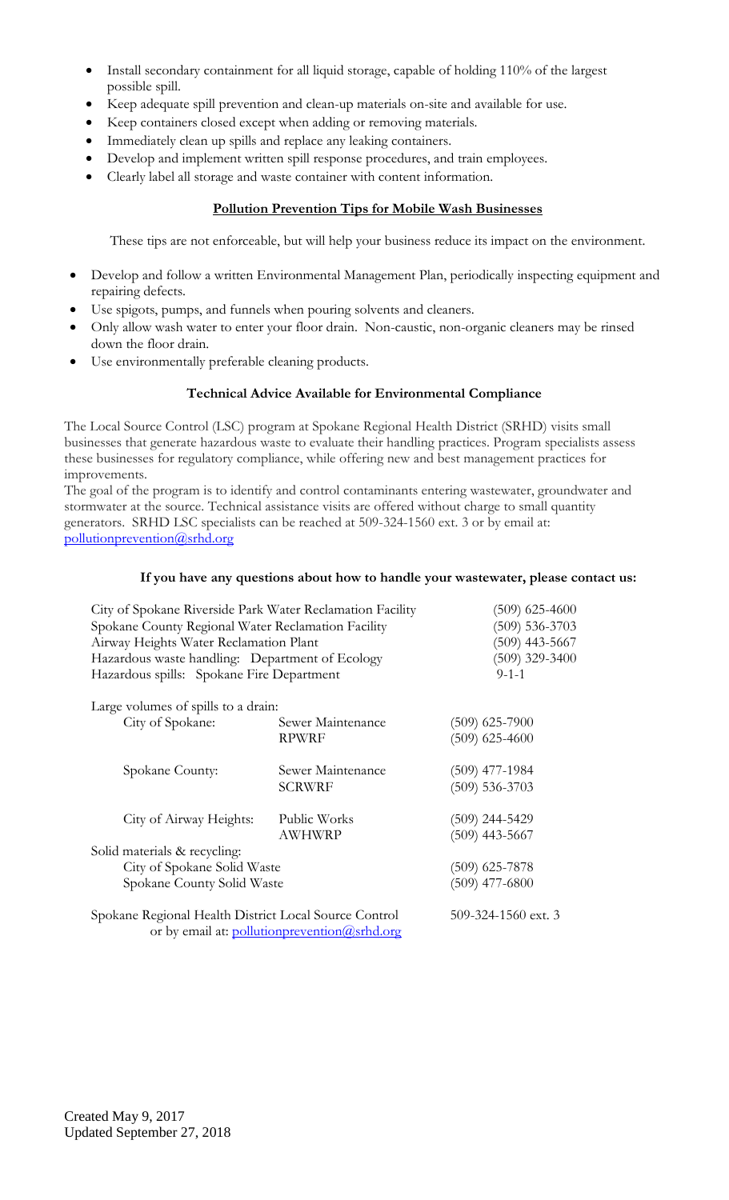- Install secondary containment for all liquid storage, capable of holding 110% of the largest possible spill.
- Keep adequate spill prevention and clean-up materials on-site and available for use.
- Keep containers closed except when adding or removing materials.
- Immediately clean up spills and replace any leaking containers.
- Develop and implement written spill response procedures, and train employees.
- Clearly label all storage and waste container with content information.

### Pollution Prevention Tips for Mobile Wash Businesses

These tips are not enforceable, but will help your business reduce its impact on the environment.

- Develop and follow a written Environmental Management Plan, periodically inspecting equipment and repairing defects.
- Use spigots, pumps, and funnels when pouring solvents and cleaners.
- Only allow wash water to enter your floor drain. Non-caustic, non-organic cleaners may be rinsed down the floor drain.
- Use environmentally preferable cleaning products.

### Technical Advice Available for Environmental Compliance

The Local Source Control (LSC) program at Spokane Regional Health District (SRHD) visits small businesses that generate hazardous waste to evaluate their handling practices. Program specialists assess these businesses for regulatory compliance, while offering new and best management practices for improvements.

The goal of the program is to identify and control contaminants entering wastewater, groundwater and stormwater at the source. Technical assistance visits are offered without charge to small quantity generators. SRHD LSC specialists can be reached at 509-324-1560 ext. 3 or by email at: pollutionprevention@srhd.org

**If you have any questions about how to handle your wastewater, please contact us:**

| | | |
|---|---|---|
| City of Spokane Riverside Park Water Reclamation Facility | | (509) 625-4600 |
| Spokane County Regional Water Reclamation Facility | | (509) 536-3703 |
| Airway Heights Water Reclamation Plant | | (509) 443-5667 |
| Hazardous waste handling: Department of Ecology | | (509) 329-3400 |
| Hazardous spills: Spokane Fire Department | | 9-1-1 |
| Large volumes of spills to a drain: | | |
| City of Spokane: | Sewer Maintenance | (509) 625-7900 |
| | RPWRF | (509) 625-4600 |
| Spokane County: | Sewer Maintenance | (509) 477-1984 |
| | SCRWRF | (509) 536-3703 |
| City of Airway Heights: | Public Works | (509) 244-5429 |
| | AWHWRP | (509) 443-5667 |
| Solid materials & recycling: | | |
| City of Spokane Solid Waste | | (509) 625-7878 |
| Spokane County Solid Waste | | (509) 477-6800 |
| Spokane Regional Health District Local Source Control or by email at: pollutionprevention@srhd.org | | 509-324-1560 ext. 3 |

Created May 9, 2017
Updated September 27, 2018